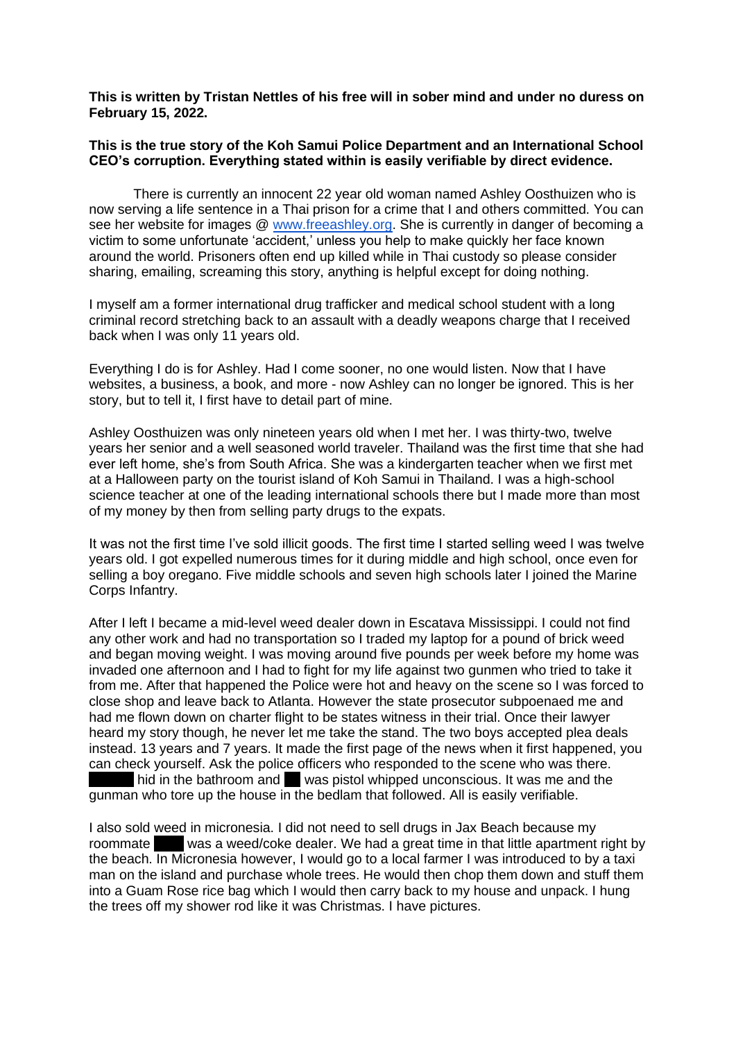**This is written by Tristan Nettles of his free will in sober mind and under no duress on February 15, 2022.**

**This is the true story of the Koh Samui Police Department and an International School CEO's corruption. Everything stated within is easily verifiable by direct evidence.**

There is currently an innocent 22 year old woman named Ashley Oosthuizen who is now serving a life sentence in a Thai prison for a crime that I and others committed. You can see her website for images @ [www.freeashley.org](http://www.freeashley.org). She is currently in danger of becoming a victim to some unfortunate 'accident,' unless you help to make quickly her face known around the world. Prisoners often end up killed while in Thai custody so please consider sharing, emailing, screaming this story, anything is helpful except for doing nothing.

I myself am a former international drug trafficker and medical school student with a long criminal record stretching back to an assault with a deadly weapons charge that I received back when I was only 11 years old.

Everything I do is for Ashley. Had I come sooner, no one would listen. Now that I have websites, a business, a book, and more - now Ashley can no longer be ignored. This is her story, but to tell it, I first have to detail part of mine.

Ashley Oosthuizen was only nineteen years old when I met her. I was thirty-two, twelve years her senior and a well seasoned world traveler. Thailand was the first time that she had ever left home, she's from South Africa. She was a kindergarten teacher when we first met at a Halloween party on the tourist island of Koh Samui in Thailand. I was a high-school science teacher at one of the leading international schools there but I made more than most of my money by then from selling party drugs to the expats.

It was not the first time I've sold illicit goods. The first time I started selling weed I was twelve years old. I got expelled numerous times for it during middle and high school, once even for selling a boy oregano. Five middle schools and seven high schools later I joined the Marine Corps Infantry.

After I left I became a mid-level weed dealer down in Escatava Mississippi. I could not find any other work and had no transportation so I traded my laptop for a pound of brick weed and began moving weight. I was moving around five pounds per week before my home was invaded one afternoon and I had to fight for my life against two gunmen who tried to take it from me. After that happened the Police were hot and heavy on the scene so I was forced to close shop and leave back to Atlanta. However the state prosecutor subpoenaed me and had me flown down on charter flight to be states witness in their trial. Once their lawyer heard my story though, he never let me take the stand. The two boys accepted plea deals instead. 13 years and 7 years. It made the first page of the news when it first happened, you can check yourself. Ask the police officers who responded to the scene who was there. ██████ hid in the bathroom and ██ was pistol whipped unconscious. It was me and the gunman who tore up the house in the bedlam that followed. All is easily verifiable.

I also sold weed in micronesia. I did not need to sell drugs in Jax Beach because my roommate ████ was a weed/coke dealer. We had a great time in that little apartment right by the beach. In Micronesia however, I would go to a local farmer I was introduced to by a taxi man on the island and purchase whole trees. He would then chop them down and stuff them into a Guam Rose rice bag which I would then carry back to my house and unpack. I hung the trees off my shower rod like it was Christmas. I have pictures.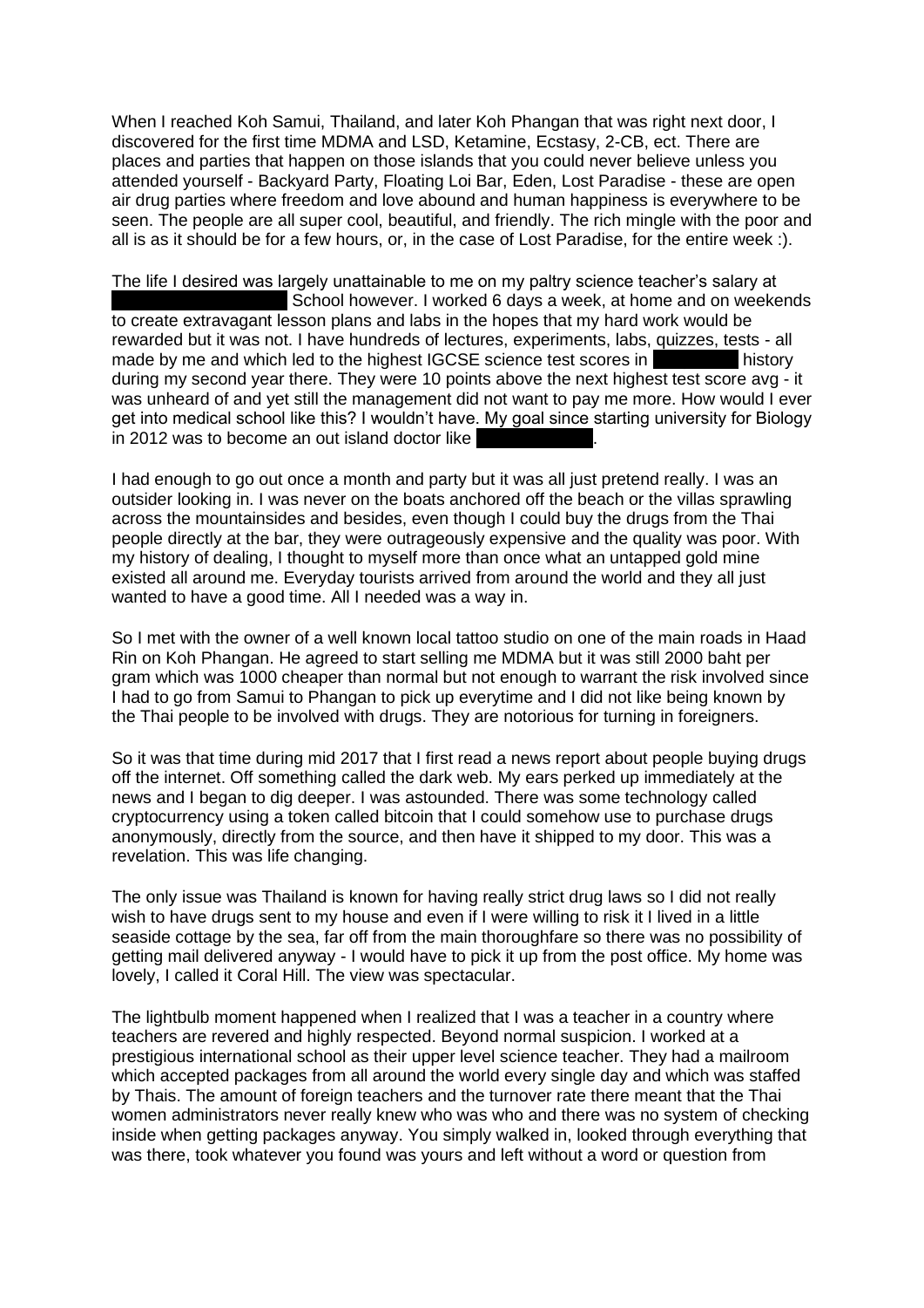When I reached Koh Samui, Thailand, and later Koh Phangan that was right next door, I discovered for the first time MDMA and LSD, Ketamine, Ecstasy, 2-CB, ect. There are places and parties that happen on those islands that you could never believe unless you attended yourself - Backyard Party, Floating Loi Bar, Eden, Lost Paradise - these are open air drug parties where freedom and love abound and human happiness is everywhere to be seen. The people are all super cool, beautiful, and friendly. The rich mingle with the poor and all is as it should be for a few hours, or, in the case of Lost Paradise, for the entire week :).

The life I desired was largely unattainable to me on my paltry science teacher's salary at ████████ School however. I worked 6 days a week, at home and on weekends to create extravagant lesson plans and labs in the hopes that my hard work would be rewarded but it was not. I have hundreds of lectures, experiments, labs, quizzes, tests - all made by me and which led to the highest IGCSE science test scores in ████ history during my second year there. They were 10 points above the next highest test score avg - it was unheard of and yet still the management did not want to pay me more. How would I ever get into medical school like this? I wouldn't have. My goal since starting university for Biology in 2012 was to become an out island doctor like ████.

I had enough to go out once a month and party but it was all just pretend really. I was an outsider looking in. I was never on the boats anchored off the beach or the villas sprawling across the mountainsides and besides, even though I could buy the drugs from the Thai people directly at the bar, they were outrageously expensive and the quality was poor. With my history of dealing, I thought to myself more than once what an untapped gold mine existed all around me. Everyday tourists arrived from around the world and they all just wanted to have a good time. All I needed was a way in.

So I met with the owner of a well known local tattoo studio on one of the main roads in Haad Rin on Koh Phangan. He agreed to start selling me MDMA but it was still 2000 baht per gram which was 1000 cheaper than normal but not enough to warrant the risk involved since I had to go from Samui to Phangan to pick up everytime and I did not like being known by the Thai people to be involved with drugs. They are notorious for turning in foreigners.

So it was that time during mid 2017 that I first read a news report about people buying drugs off the internet. Off something called the dark web. My ears perked up immediately at the news and I began to dig deeper. I was astounded. There was some technology called cryptocurrency using a token called bitcoin that I could somehow use to purchase drugs anonymously, directly from the source, and then have it shipped to my door. This was a revelation. This was life changing.

The only issue was Thailand is known for having really strict drug laws so I did not really wish to have drugs sent to my house and even if I were willing to risk it I lived in a little seaside cottage by the sea, far off from the main thoroughfare so there was no possibility of getting mail delivered anyway - I would have to pick it up from the post office. My home was lovely, I called it Coral Hill. The view was spectacular.

The lightbulb moment happened when I realized that I was a teacher in a country where teachers are revered and highly respected. Beyond normal suspicion. I worked at a prestigious international school as their upper level science teacher. They had a mailroom which accepted packages from all around the world every single day and which was staffed by Thais. The amount of foreign teachers and the turnover rate there meant that the Thai women administrators never really knew who was who and there was no system of checking inside when getting packages anyway. You simply walked in, looked through everything that was there, took whatever you found was yours and left without a word or question from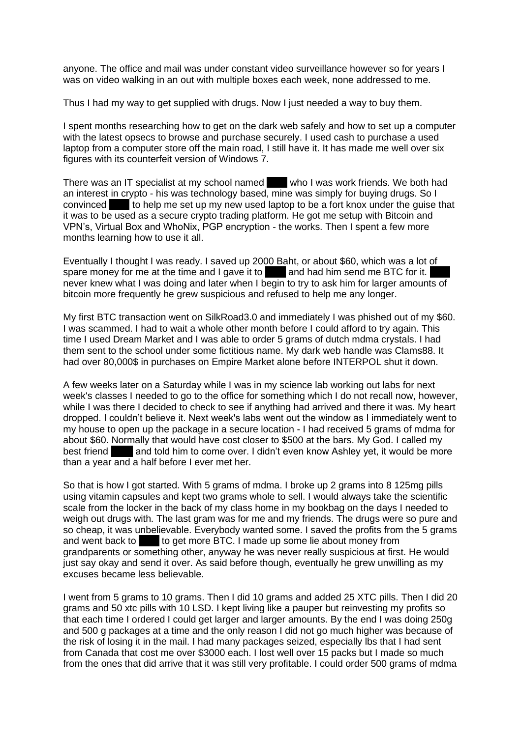anyone. The office and mail was under constant video surveillance however so for years I was on video walking in an out with multiple boxes each week, none addressed to me.

Thus I had my way to get supplied with drugs. Now I just needed a way to buy them.

I spent months researching how to get on the dark web safely and how to set up a computer with the latest opsecs to browse and purchase securely. I used cash to purchase a used laptop from a computer store off the main road, I still have it. It has made me well over six figures with its counterfeit version of Windows 7.

There was an IT specialist at my school named ████ who I was work friends. We both had an interest in crypto - his was technology based, mine was simply for buying drugs. So I convinced ████ to help me set up my new used laptop to be a fort knox under the guise that it was to be used as a secure crypto trading platform. He got me setup with Bitcoin and VPN's, Virtual Box and WhoNix, PGP encryption - the works. Then I spent a few more months learning how to use it all.

Eventually I thought I was ready. I saved up 2000 Baht, or about $60, which was a lot of spare money for me at the time and I gave it to ████ and had him send me BTC for it. ████ never knew what I was doing and later when I begin to try to ask him for larger amounts of bitcoin more frequently he grew suspicious and refused to help me any longer.

My first BTC transaction went on SilkRoad3.0 and immediately I was phished out of my $60. I was scammed. I had to wait a whole other month before I could afford to try again. This time I used Dream Market and I was able to order 5 grams of dutch mdma crystals. I had them sent to the school under some fictitious name. My dark web handle was Clams88. It had over 80,000$ in purchases on Empire Market alone before INTERPOL shut it down.

A few weeks later on a Saturday while I was in my science lab working out labs for next week's classes I needed to go to the office for something which I do not recall now, however, while I was there I decided to check to see if anything had arrived and there it was. My heart dropped. I couldn't believe it. Next week's labs went out the window as I immediately went to my house to open up the package in a secure location - I had received 5 grams of mdma for about $60. Normally that would have cost closer to $500 at the bars. My God. I called my best friend ████ and told him to come over. I didn't even know Ashley yet, it would be more than a year and a half before I ever met her.

So that is how I got started. With 5 grams of mdma. I broke up 2 grams into 8 125mg pills using vitamin capsules and kept two grams whole to sell. I would always take the scientific scale from the locker in the back of my class home in my bookbag on the days I needed to weigh out drugs with. The last gram was for me and my friends. The drugs were so pure and so cheap, it was unbelievable. Everybody wanted some. I saved the profits from the 5 grams and went back to ████ to get more BTC. I made up some lie about money from grandparents or something other, anyway he was never really suspicious at first. He would just say okay and send it over. As said before though, eventually he grew unwilling as my excuses became less believable.

I went from 5 grams to 10 grams. Then I did 10 grams and added 25 XTC pills. Then I did 20 grams and 50 xtc pills with 10 LSD. I kept living like a pauper but reinvesting my profits so that each time I ordered I could get larger and larger amounts. By the end I was doing 250g and 500 g packages at a time and the only reason I did not go much higher was because of the risk of losing it in the mail. I had many packages seized, especially lbs that I had sent from Canada that cost me over $3000 each. I lost well over 15 packs but I made so much from the ones that did arrive that it was still very profitable. I could order 500 grams of mdma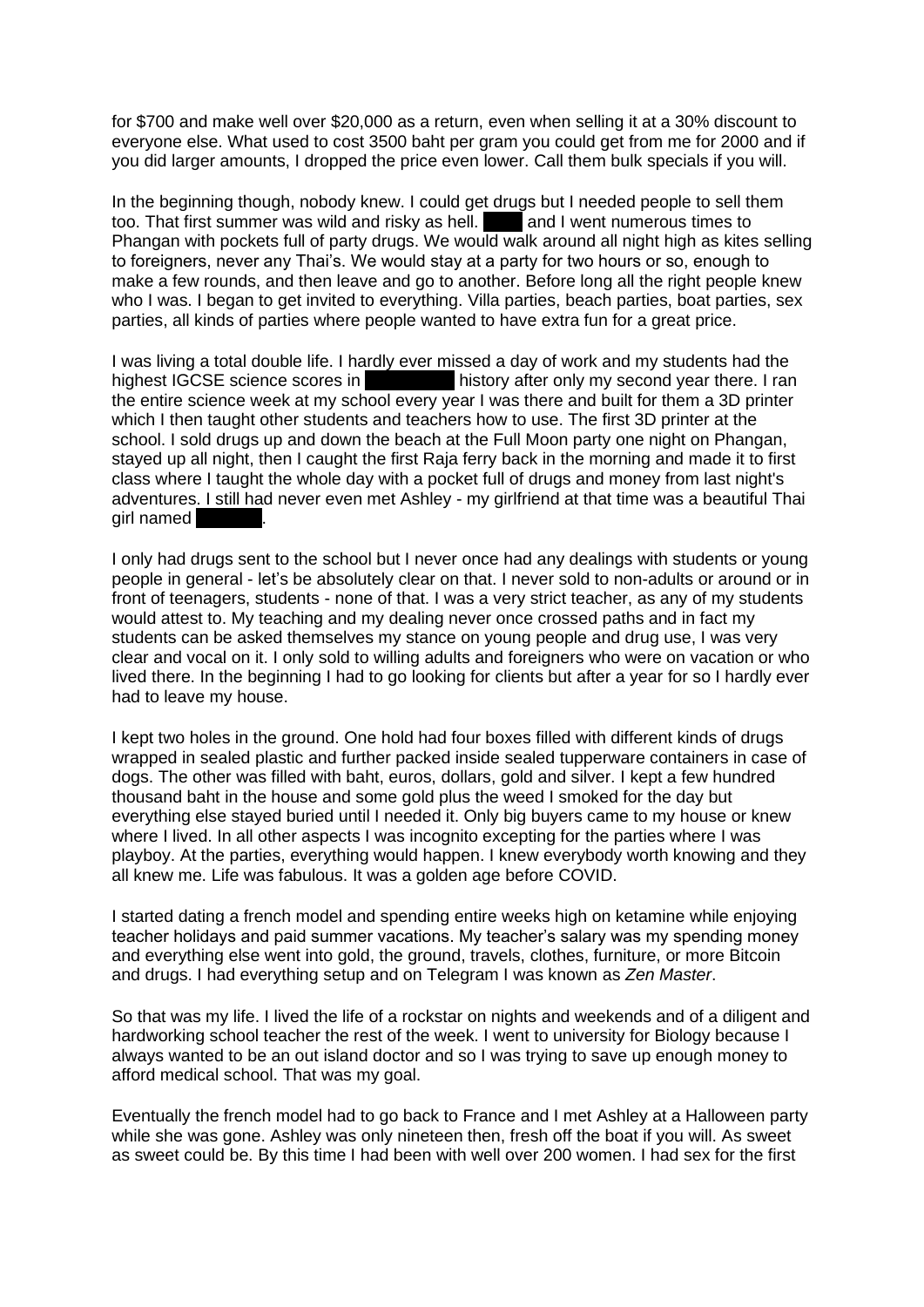for $700 and make well over $20,000 as a return, even when selling it at a 30% discount to everyone else. What used to cost 3500 baht per gram you could get from me for 2000 and if you did larger amounts, I dropped the price even lower. Call them bulk specials if you will.

In the beginning though, nobody knew. I could get drugs but I needed people to sell them too. That first summer was wild and risky as hell. ████ and I went numerous times to Phangan with pockets full of party drugs. We would walk around all night high as kites selling to foreigners, never any Thai's. We would stay at a party for two hours or so, enough to make a few rounds, and then leave and go to another. Before long all the right people knew who I was. I began to get invited to everything. Villa parties, beach parties, boat parties, sex parties, all kinds of parties where people wanted to have extra fun for a great price.

I was living a total double life. I hardly ever missed a day of work and my students had the highest IGCSE science scores in ████████ history after only my second year there. I ran the entire science week at my school every year I was there and built for them a 3D printer which I then taught other students and teachers how to use. The first 3D printer at the school. I sold drugs up and down the beach at the Full Moon party one night on Phangan, stayed up all night, then I caught the first Raja ferry back in the morning and made it to first class where I taught the whole day with a pocket full of drugs and money from last night's adventures. I still had never even met Ashley - my girlfriend at that time was a beautiful Thai girl named ██████.

I only had drugs sent to the school but I never once had any dealings with students or young people in general - let's be absolutely clear on that. I never sold to non-adults or around or in front of teenagers, students - none of that. I was a very strict teacher, as any of my students would attest to. My teaching and my dealing never once crossed paths and in fact my students can be asked themselves my stance on young people and drug use, I was very clear and vocal on it. I only sold to willing adults and foreigners who were on vacation or who lived there. In the beginning I had to go looking for clients but after a year for so I hardly ever had to leave my house.

I kept two holes in the ground. One hold had four boxes filled with different kinds of drugs wrapped in sealed plastic and further packed inside sealed tupperware containers in case of dogs. The other was filled with baht, euros, dollars, gold and silver. I kept a few hundred thousand baht in the house and some gold plus the weed I smoked for the day but everything else stayed buried until I needed it. Only big buyers came to my house or knew where I lived. In all other aspects I was incognito excepting for the parties where I was playboy. At the parties, everything would happen. I knew everybody worth knowing and they all knew me. Life was fabulous. It was a golden age before COVID.

I started dating a french model and spending entire weeks high on ketamine while enjoying teacher holidays and paid summer vacations. My teacher's salary was my spending money and everything else went into gold, the ground, travels, clothes, furniture, or more Bitcoin and drugs. I had everything setup and on Telegram I was known as *Zen Master*.

So that was my life. I lived the life of a rockstar on nights and weekends and of a diligent and hardworking school teacher the rest of the week. I went to university for Biology because I always wanted to be an out island doctor and so I was trying to save up enough money to afford medical school. That was my goal.

Eventually the french model had to go back to France and I met Ashley at a Halloween party while she was gone. Ashley was only nineteen then, fresh off the boat if you will. As sweet as sweet could be. By this time I had been with well over 200 women. I had sex for the first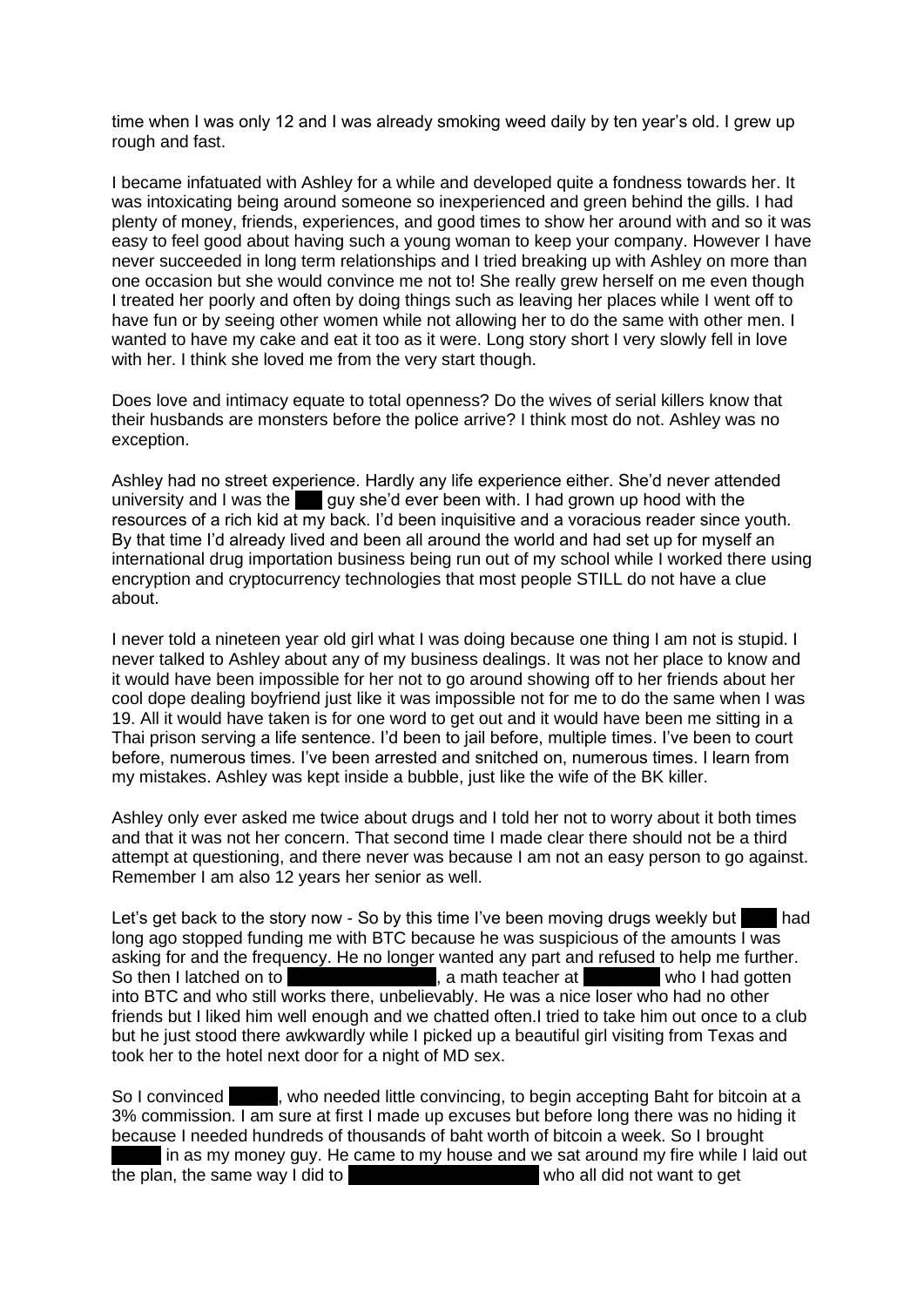time when I was only 12 and I was already smoking weed daily by ten year's old. I grew up rough and fast.

I became infatuated with Ashley for a while and developed quite a fondness towards her. It was intoxicating being around someone so inexperienced and green behind the gills. I had plenty of money, friends, experiences, and good times to show her around with and so it was easy to feel good about having such a young woman to keep your company. However I have never succeeded in long term relationships and I tried breaking up with Ashley on more than one occasion but she would convince me not to! She really grew herself on me even though I treated her poorly and often by doing things such as leaving her places while I went off to have fun or by seeing other women while not allowing her to do the same with other men. I wanted to have my cake and eat it too as it were. Long story short I very slowly fell in love with her. I think she loved me from the very start though.

Does love and intimacy equate to total openness? Do the wives of serial killers know that their husbands are monsters before the police arrive? I think most do not. Ashley was no exception.

Ashley had no street experience. Hardly any life experience either. She'd never attended university and I was the ███ guy she'd ever been with. I had grown up hood with the resources of a rich kid at my back. I'd been inquisitive and a voracious reader since youth. By that time I'd already lived and been all around the world and had set up for myself an international drug importation business being run out of my school while I worked there using encryption and cryptocurrency technologies that most people STILL do not have a clue about.

I never told a nineteen year old girl what I was doing because one thing I am not is stupid. I never talked to Ashley about any of my business dealings. It was not her place to know and it would have been impossible for her not to go around showing off to her friends about her cool dope dealing boyfriend just like it was impossible not for me to do the same when I was 19. All it would have taken is for one word to get out and it would have been me sitting in a Thai prison serving a life sentence. I'd been to jail before, multiple times. I've been to court before, numerous times. I've been arrested and snitched on, numerous times. I learn from my mistakes. Ashley was kept inside a bubble, just like the wife of the BK killer.

Ashley only ever asked me twice about drugs and I told her not to worry about it both times and that it was not her concern. That second time I made clear there should not be a third attempt at questioning, and there never was because I am not an easy person to go against. Remember I am also 12 years her senior as well.

Let's get back to the story now - So by this time I've been moving drugs weekly but ████ had long ago stopped funding me with BTC because he was suspicious of the amounts I was asking for and the frequency. He no longer wanted any part and refused to help me further. So then I latched on to ████████████, a math teacher at ████████ who I had gotten into BTC and who still works there, unbelievably. He was a nice loser who had no other friends but I liked him well enough and we chatted often.I tried to take him out once to a club but he just stood there awkwardly while I picked up a beautiful girl visiting from Texas and took her to the hotel next door for a night of MD sex.

So I convinced █████, who needed little convincing, to begin accepting Baht for bitcoin at a 3% commission. I am sure at first I made up excuses but before long there was no hiding it because I needed hundreds of thousands of baht worth of bitcoin a week. So I brought █████ in as my money guy. He came to my house and we sat around my fire while I laid out the plan, the same way I did to ████████████████ who all did not want to get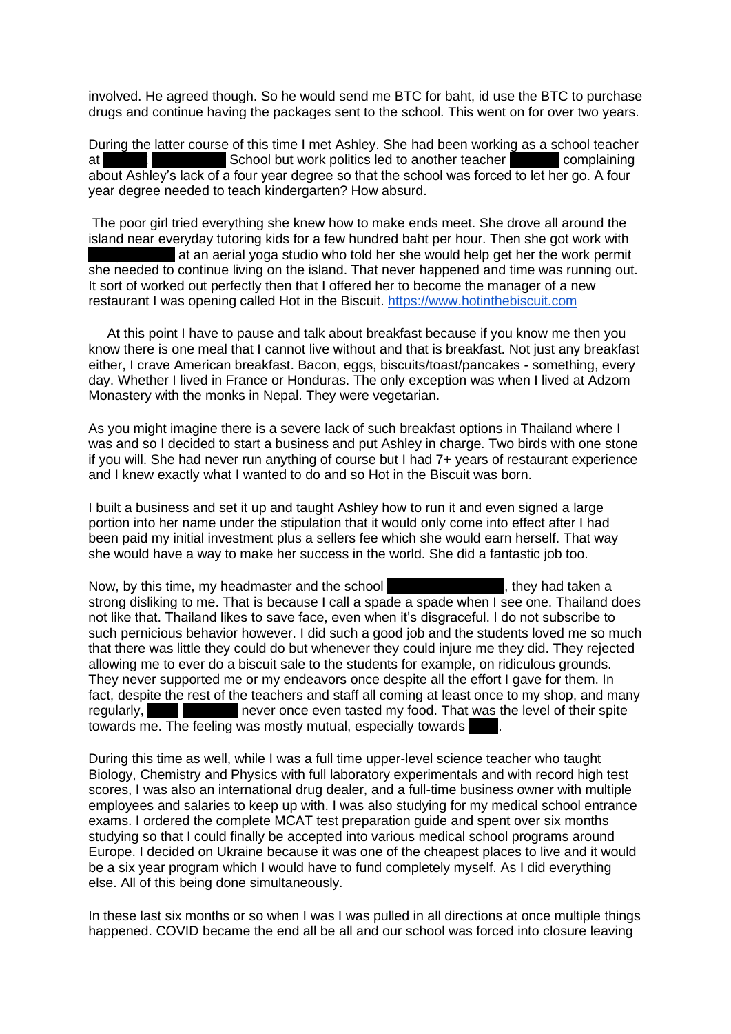involved. He agreed though. So he would send me BTC for baht, id use the BTC to purchase drugs and continue having the packages sent to the school. This went on for over two years.

During the latter course of this time I met Ashley. She had been working as a school teacher at ██████ ██████████ School but work politics led to another teacher ██████ complaining about Ashley's lack of a four year degree so that the school was forced to let her go. A four year degree needed to teach kindergarten? How absurd.

The poor girl tried everything she knew how to make ends meet. She drove all around the island near everyday tutoring kids for a few hundred baht per hour. Then she got work with ████████████ at an aerial yoga studio who told her she would help get her the work permit she needed to continue living on the island. That never happened and time was running out. It sort of worked out perfectly then that I offered her to become the manager of a new restaurant I was opening called Hot in the Biscuit. [https://www.hotinthebiscuit.com](https://www.hotinthebiscuit.com)

At this point I have to pause and talk about breakfast because if you know me then you know there is one meal that I cannot live without and that is breakfast. Not just any breakfast either, I crave American breakfast. Bacon, eggs, biscuits/toast/pancakes - something, every day. Whether I lived in France or Honduras. The only exception was when I lived at Adzom Monastery with the monks in Nepal. They were vegetarian.

As you might imagine there is a severe lack of such breakfast options in Thailand where I was and so I decided to start a business and put Ashley in charge. Two birds with one stone if you will. She had never run anything of course but I had 7+ years of restaurant experience and I knew exactly what I wanted to do and so Hot in the Biscuit was born.

I built a business and set it up and taught Ashley how to run it and even signed a large portion into her name under the stipulation that it would only come into effect after I had been paid my initial investment plus a sellers fee which she would earn herself. That way she would have a way to make her success in the world. She did a fantastic job too.

Now, by this time, my headmaster and the school ████████████████, they had taken a strong disliking to me. That is because I call a spade a spade when I see one. Thailand does not like that. Thailand likes to save face, even when it's disgraceful. I do not subscribe to such pernicious behavior however. I did such a good job and the students loved me so much that there was little they could do but whenever they could injure me they did. They rejected allowing me to ever do a biscuit sale to the students for example, on ridiculous grounds. They never supported me or my endeavors once despite all the effort I gave for them. In fact, despite the rest of the teachers and staff all coming at least once to my shop, and many regularly, ████ ████████ never once even tasted my food. That was the level of their spite towards me. The feeling was mostly mutual, especially towards ████.

During this time as well, while I was a full time upper-level science teacher who taught Biology, Chemistry and Physics with full laboratory experimentals and with record high test scores, I was also an international drug dealer, and a full-time business owner with multiple employees and salaries to keep up with. I was also studying for my medical school entrance exams. I ordered the complete MCAT test preparation guide and spent over six months studying so that I could finally be accepted into various medical school programs around Europe. I decided on Ukraine because it was one of the cheapest places to live and it would be a six year program which I would have to fund completely myself. As I did everything else. All of this being done simultaneously.

In these last six months or so when I was I was pulled in all directions at once multiple things happened. COVID became the end all be all and our school was forced into closure leaving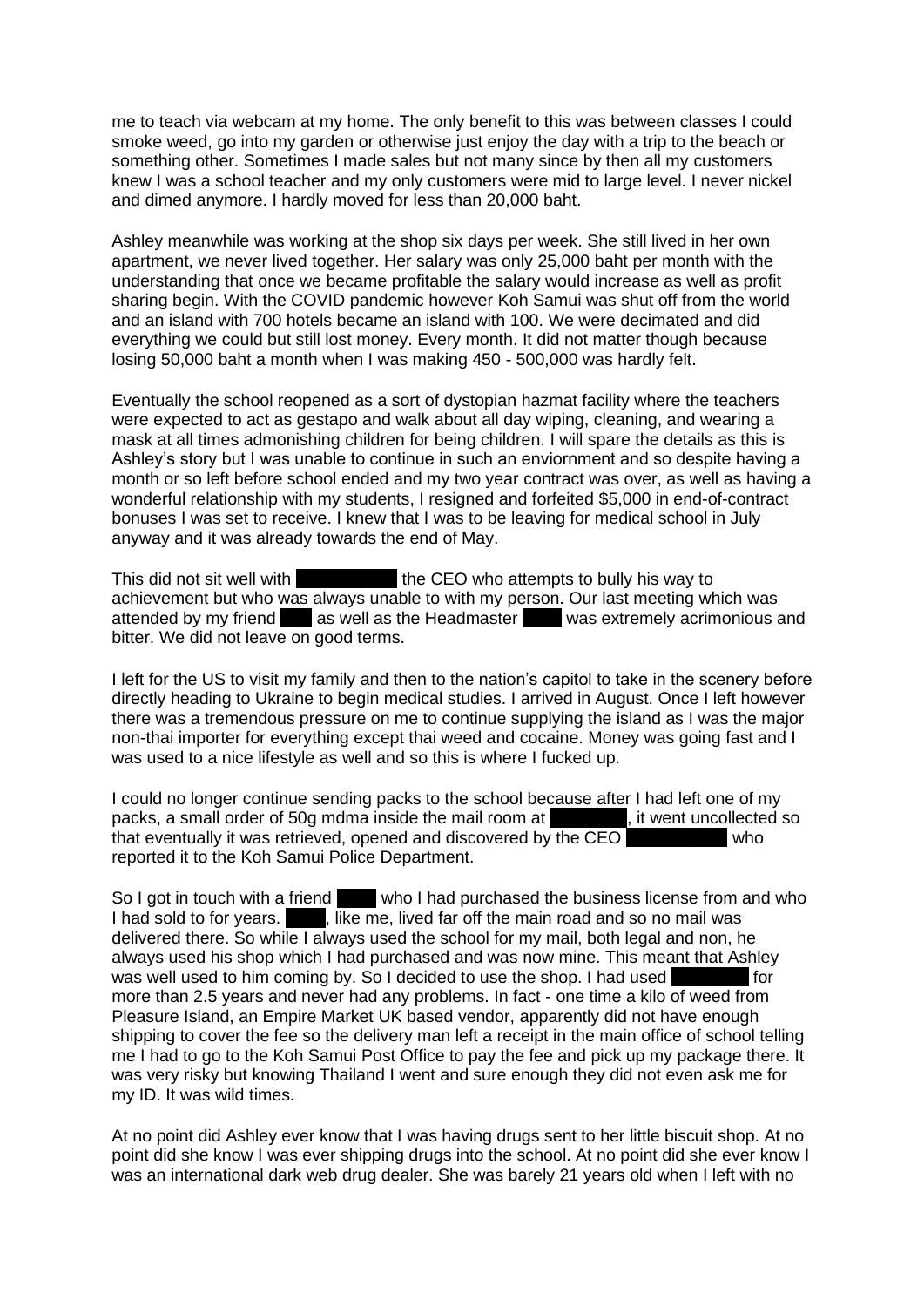me to teach via webcam at my home. The only benefit to this was between classes I could smoke weed, go into my garden or otherwise just enjoy the day with a trip to the beach or something other. Sometimes I made sales but not many since by then all my customers knew I was a school teacher and my only customers were mid to large level. I never nickel and dimed anymore. I hardly moved for less than 20,000 baht.

Ashley meanwhile was working at the shop six days per week. She still lived in her own apartment, we never lived together. Her salary was only 25,000 baht per month with the understanding that once we became profitable the salary would increase as well as profit sharing begin. With the COVID pandemic however Koh Samui was shut off from the world and an island with 700 hotels became an island with 100. We were decimated and did everything we could but still lost money. Every month. It did not matter though because losing 50,000 baht a month when I was making 450 - 500,000 was hardly felt.

Eventually the school reopened as a sort of dystopian hazmat facility where the teachers were expected to act as gestapo and walk about all day wiping, cleaning, and wearing a mask at all times admonishing children for being children. I will spare the details as this is Ashley's story but I was unable to continue in such an enviornment and so despite having a month or so left before school ended and my two year contract was over, as well as having a wonderful relationship with my students, I resigned and forfeited $5,000 in end-of-contract bonuses I was set to receive. I knew that I was to be leaving for medical school in July anyway and it was already towards the end of May.

This did not sit well with ██████ the CEO who attempts to bully his way to achievement but who was always unable to with my person. Our last meeting which was attended by my friend ███ as well as the Headmaster ███ was extremely acrimonious and bitter. We did not leave on good terms.

I left for the US to visit my family and then to the nation's capitol to take in the scenery before directly heading to Ukraine to begin medical studies. I arrived in August. Once I left however there was a tremendous pressure on me to continue supplying the island as I was the major non-thai importer for everything except thai weed and cocaine. Money was going fast and I was used to a nice lifestyle as well and so this is where I fucked up.

I could no longer continue sending packs to the school because after I had left one of my packs, a small order of 50g mdma inside the mail room at ██████, it went uncollected so that eventually it was retrieved, opened and discovered by the CEO ██████ who reported it to the Koh Samui Police Department.

So I got in touch with a friend ███ who I had purchased the business license from and who I had sold to for years. ███, like me, lived far off the main road and so no mail was delivered there. So while I always used the school for my mail, both legal and non, he always used his shop which I had purchased and was now mine. This meant that Ashley was well used to him coming by. So I decided to use the shop. I had used ██████ for more than 2.5 years and never had any problems. In fact - one time a kilo of weed from Pleasure Island, an Empire Market UK based vendor, apparently did not have enough shipping to cover the fee so the delivery man left a receipt in the main office of school telling me I had to go to the Koh Samui Post Office to pay the fee and pick up my package there. It was very risky but knowing Thailand I went and sure enough they did not even ask me for my ID. It was wild times.

At no point did Ashley ever know that I was having drugs sent to her little biscuit shop. At no point did she know I was ever shipping drugs into the school. At no point did she ever know I was an international dark web drug dealer. She was barely 21 years old when I left with no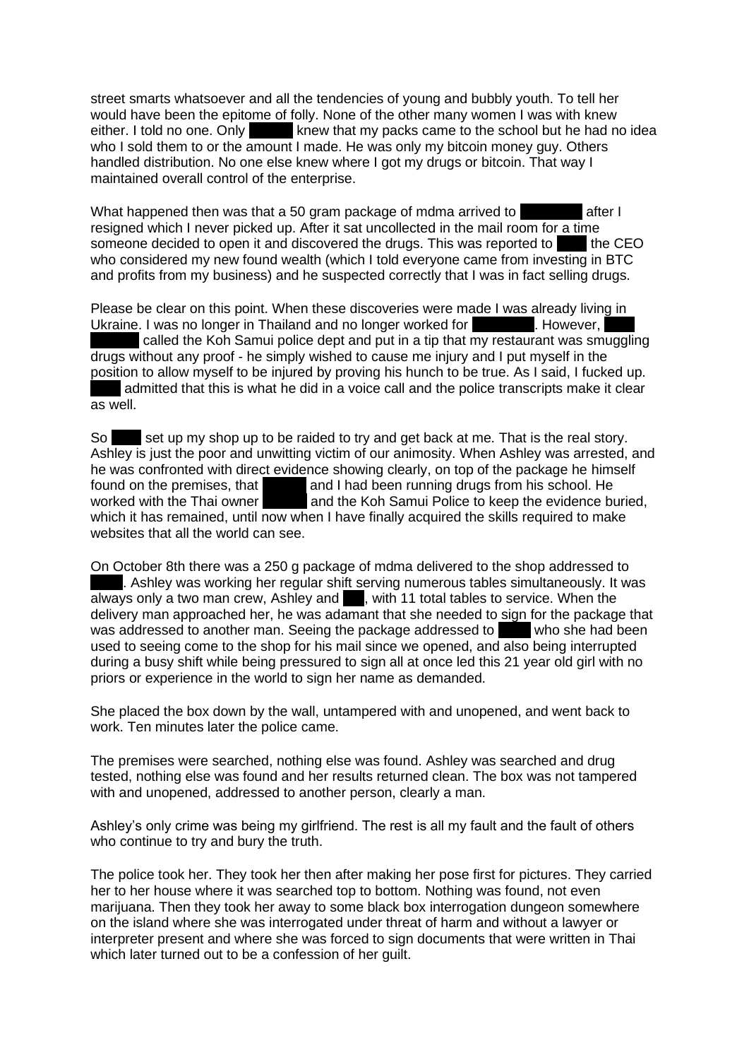street smarts whatsoever and all the tendencies of young and bubbly youth. To tell her would have been the epitome of folly. None of the other many women I was with knew either. I told no one. Only █████ knew that my packs came to the school but he had no idea who I sold them to or the amount I made. He was only my bitcoin money guy. Others handled distribution. No one else knew where I got my drugs or bitcoin. That way I maintained overall control of the enterprise.

What happened then was that a 50 gram package of mdma arrived to █████ after I resigned which I never picked up. After it sat uncollected in the mail room for a time someone decided to open it and discovered the drugs. This was reported to █████ the CEO who considered my new found wealth (which I told everyone came from investing in BTC and profits from my business) and he suspected correctly that I was in fact selling drugs.

Please be clear on this point. When these discoveries were made I was already living in Ukraine. I was no longer in Thailand and no longer worked for █████. However, █████ called the Koh Samui police dept and put in a tip that my restaurant was smuggling drugs without any proof - he simply wished to cause me injury and I put myself in the position to allow myself to be injured by proving his hunch to be true. As I said, I fucked up. █████ admitted that this is what he did in a voice call and the police transcripts make it clear as well.

So █████ set up my shop up to be raided to try and get back at me. That is the real story. Ashley is just the poor and unwitting victim of our animosity. When Ashley was arrested, and he was confronted with direct evidence showing clearly, on top of the package he himself found on the premises, that █████ and I had been running drugs from his school. He worked with the Thai owner █████ and the Koh Samui Police to keep the evidence buried, which it has remained, until now when I have finally acquired the skills required to make websites that all the world can see.

On October 8th there was a 250 g package of mdma delivered to the shop addressed to █████. Ashley was working her regular shift serving numerous tables simultaneously. It was always only a two man crew, Ashley and █████, with 11 total tables to service. When the delivery man approached her, he was adamant that she needed to sign for the package that was addressed to another man. Seeing the package addressed to █████ who she had been used to seeing come to the shop for his mail since we opened, and also being interrupted during a busy shift while being pressured to sign all at once led this 21 year old girl with no priors or experience in the world to sign her name as demanded.

She placed the box down by the wall, untampered with and unopened, and went back to work. Ten minutes later the police came.

The premises were searched, nothing else was found. Ashley was searched and drug tested, nothing else was found and her results returned clean. The box was not tampered with and unopened, addressed to another person, clearly a man.

Ashley's only crime was being my girlfriend. The rest is all my fault and the fault of others who continue to try and bury the truth.

The police took her. They took her then after making her pose first for pictures. They carried her to her house where it was searched top to bottom. Nothing was found, not even marijuana. Then they took her away to some black box interrogation dungeon somewhere on the island where she was interrogated under threat of harm and without a lawyer or interpreter present and where she was forced to sign documents that were written in Thai which later turned out to be a confession of her guilt.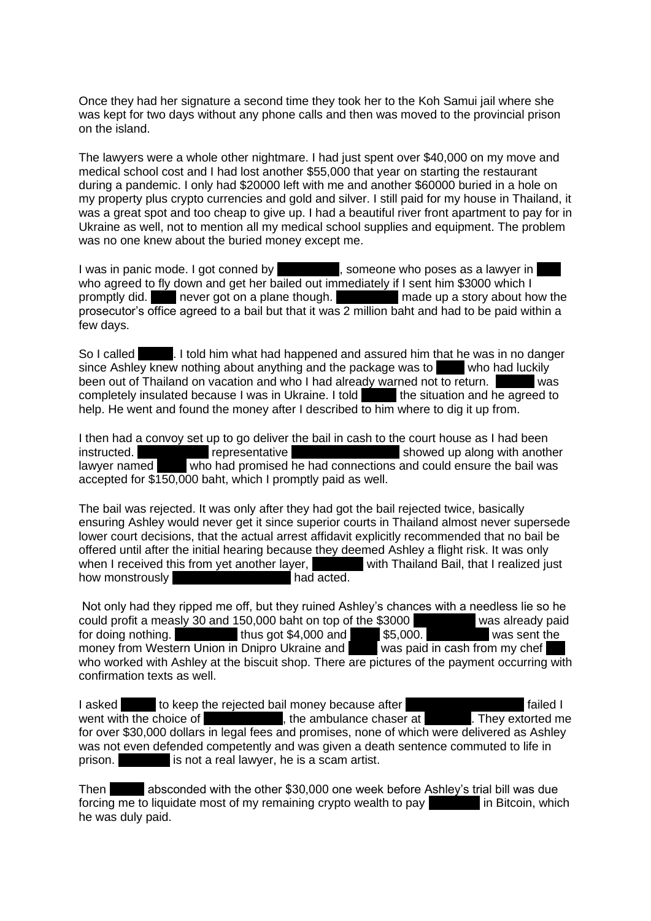Once they had her signature a second time they took her to the Koh Samui jail where she was kept for two days without any phone calls and then was moved to the provincial prison on the island.

The lawyers were a whole other nightmare. I had just spent over $40,000 on my move and medical school cost and I had lost another $55,000 that year on starting the restaurant during a pandemic. I only had $20000 left with me and another $60000 buried in a hole on my property plus crypto currencies and gold and silver. I still paid for my house in Thailand, it was a great spot and too cheap to give up. I had a beautiful river front apartment to pay for in Ukraine as well, not to mention all my medical school supplies and equipment. The problem was no one knew about the buried money except me.

I was in panic mode. I got conned by ██████, someone who poses as a lawyer in ██ who agreed to fly down and get her bailed out immediately if I sent him $3000 which I promptly did. ███ never got on a plane though. ██████ made up a story about how the prosecutor's office agreed to a bail but that it was 2 million baht and had to be paid within a few days.

So I called ████. I told him what had happened and assured him that he was in no danger since Ashley knew nothing about anything and the package was to ████ who had luckily been out of Thailand on vacation and who I had already warned not to return. ████ was completely insulated because I was in Ukraine. I told ████ the situation and he agreed to help. He went and found the money after I described to him where to dig it up from.

I then had a convoy set up to go deliver the bail in cash to the court house as I had been instructed. ██████ representative ██████████ showed up along with another lawyer named ███ who had promised he had connections and could ensure the bail was accepted for $150,000 baht, which I promptly paid as well.

The bail was rejected. It was only after they had got the bail rejected twice, basically ensuring Ashley would never get it since superior courts in Thailand almost never supersede lower court decisions, that the actual arrest affidavit explicitly recommended that no bail be offered until after the initial hearing because they deemed Ashley a flight risk. It was only when I received this from yet another layer, ██████ with Thailand Bail, that I realized just how monstrously ███████████ had acted.

Not only had they ripped me off, but they ruined Ashley's chances with a needless lie so he could profit a measly 30 and 150,000 baht on top of the $3000 ██████ was already paid for doing nothing. ██████ thus got $4,000 and ███ $5,000. ██████ was sent the money from Western Union in Dnipro Ukraine and ████ was paid in cash from my chef ██ who worked with Ashley at the biscuit shop. There are pictures of the payment occurring with confirmation texts as well.

I asked ████ to keep the rejected bail money because after ████████████ failed I went with the choice of ███████, the ambulance chaser at █████. They extorted me for over $30,000 dollars in legal fees and promises, none of which were delivered as Ashley was not even defended competently and was given a death sentence commuted to life in prison. █████ is not a real lawyer, he is a scam artist.

Then ████ absconded with the other $30,000 one week before Ashley's trial bill was due forcing me to liquidate most of my remaining crypto wealth to pay █████ in Bitcoin, which he was duly paid.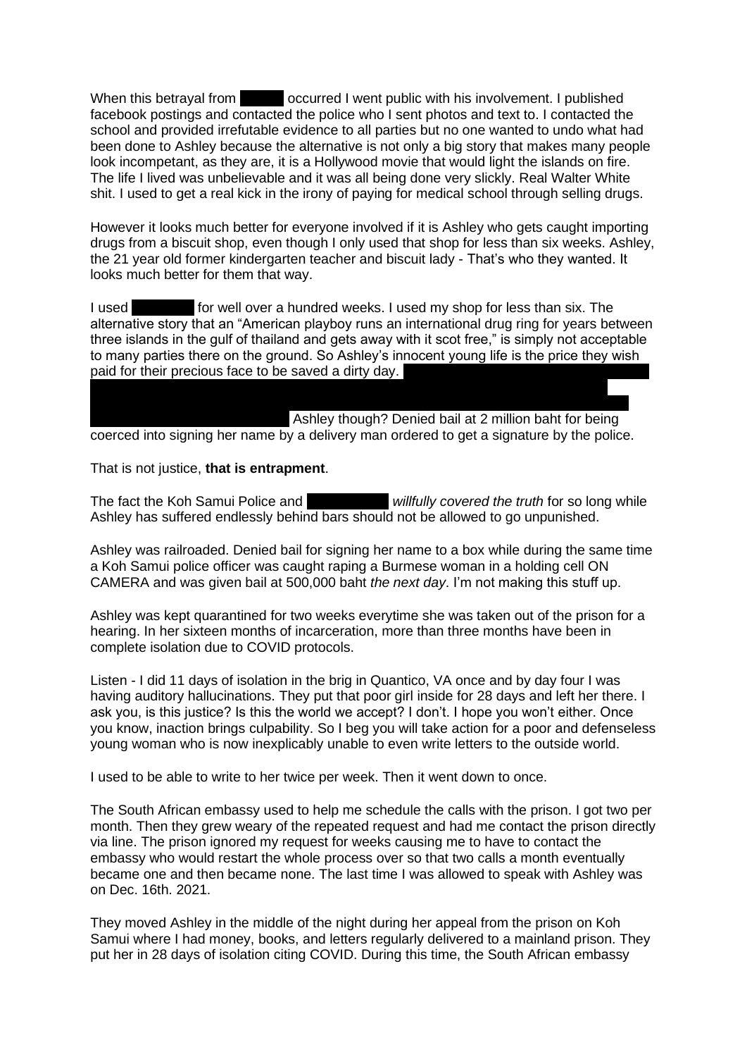When this betrayal from ██████ occurred I went public with his involvement. I published facebook postings and contacted the police who I sent photos and text to. I contacted the school and provided irrefutable evidence to all parties but no one wanted to undo what had been done to Ashley because the alternative is not only a big story that makes many people look incompetant, as they are, it is a Hollywood movie that would light the islands on fire. The life I lived was unbelievable and it was all being done very slickly. Real Walter White shit. I used to get a real kick in the irony of paying for medical school through selling drugs.

However it looks much better for everyone involved if it is Ashley who gets caught importing drugs from a biscuit shop, even though I only used that shop for less than six weeks. Ashley, the 21 year old former kindergarten teacher and biscuit lady - That's who they wanted. It looks much better for them that way.

I used ████████ for well over a hundred weeks. I used my shop for less than six. The alternative story that an "American playboy runs an international drug ring for years between three islands in the gulf of thailand and gets away with it scot free," is simply not acceptable to many parties there on the ground. So Ashley's innocent young life is the price they wish paid for their precious face to be saved a dirty day. ████████████████████ ████████████████████████████████████████ ████████████████████ Ashley though? Denied bail at 2 million baht for being coerced into signing her name by a delivery man ordered to get a signature by the police.

That is not justice, **that is entrapment**.

The fact the Koh Samui Police and ██████████ *willfully covered the truth* for so long while Ashley has suffered endlessly behind bars should not be allowed to go unpunished.

Ashley was railroaded. Denied bail for signing her name to a box while during the same time a Koh Samui police officer was caught raping a Burmese woman in a holding cell ON CAMERA and was given bail at 500,000 baht *the next day*. I'm not making this stuff up.

Ashley was kept quarantined for two weeks everytime she was taken out of the prison for a hearing. In her sixteen months of incarceration, more than three months have been in complete isolation due to COVID protocols.

Listen - I did 11 days of isolation in the brig in Quantico, VA once and by day four I was having auditory hallucinations. They put that poor girl inside for 28 days and left her there. I ask you, is this justice? Is this the world we accept? I don't. I hope you won't either. Once you know, inaction brings culpability. So I beg you will take action for a poor and defenseless young woman who is now inexplicably unable to even write letters to the outside world.

I used to be able to write to her twice per week. Then it went down to once.

The South African embassy used to help me schedule the calls with the prison. I got two per month. Then they grew weary of the repeated request and had me contact the prison directly via line. The prison ignored my request for weeks causing me to have to contact the embassy who would restart the whole process over so that two calls a month eventually became one and then became none. The last time I was allowed to speak with Ashley was on Dec. 16th. 2021.

They moved Ashley in the middle of the night during her appeal from the prison on Koh Samui where I had money, books, and letters regularly delivered to a mainland prison. They put her in 28 days of isolation citing COVID. During this time, the South African embassy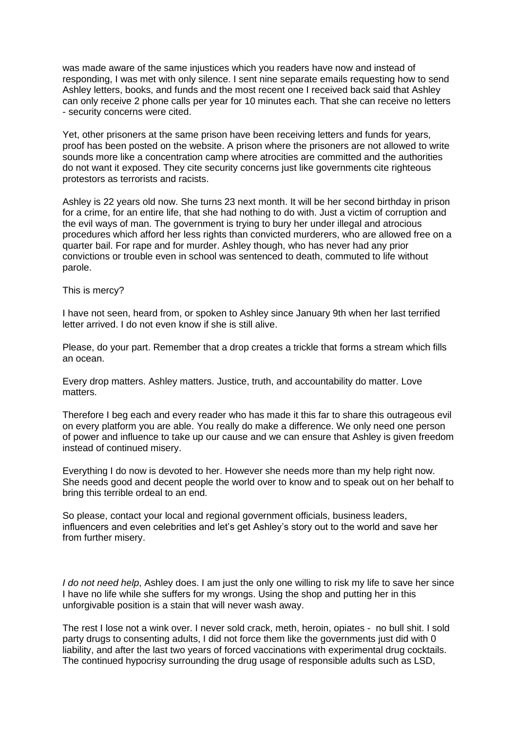was made aware of the same injustices which you readers have now and instead of responding, I was met with only silence. I sent nine separate emails requesting how to send Ashley letters, books, and funds and the most recent one I received back said that Ashley can only receive 2 phone calls per year for 10 minutes each. That she can receive no letters - security concerns were cited.

Yet, other prisoners at the same prison have been receiving letters and funds for years, proof has been posted on the website. A prison where the prisoners are not allowed to write sounds more like a concentration camp where atrocities are committed and the authorities do not want it exposed. They cite security concerns just like governments cite righteous protestors as terrorists and racists.

Ashley is 22 years old now. She turns 23 next month. It will be her second birthday in prison for a crime, for an entire life, that she had nothing to do with. Just a victim of corruption and the evil ways of man. The government is trying to bury her under illegal and atrocious procedures which afford her less rights than convicted murderers, who are allowed free on a quarter bail. For rape and for murder. Ashley though, who has never had any prior convictions or trouble even in school was sentenced to death, commuted to life without parole.

This is mercy?

I have not seen, heard from, or spoken to Ashley since January 9th when her last terrified letter arrived. I do not even know if she is still alive.

Please, do your part. Remember that a drop creates a trickle that forms a stream which fills an ocean.

Every drop matters. Ashley matters. Justice, truth, and accountability do matter. Love matters.

Therefore I beg each and every reader who has made it this far to share this outrageous evil on every platform you are able. You really do make a difference. We only need one person of power and influence to take up our cause and we can ensure that Ashley is given freedom instead of continued misery.

Everything I do now is devoted to her. However she needs more than my help right now. She needs good and decent people the world over to know and to speak out on her behalf to bring this terrible ordeal to an end.

So please, contact your local and regional government officials, business leaders, influencers and even celebrities and let's get Ashley's story out to the world and save her from further misery.

*I do not need help*, Ashley does. I am just the only one willing to risk my life to save her since I have no life while she suffers for my wrongs. Using the shop and putting her in this unforgivable position is a stain that will never wash away.

The rest I lose not a wink over. I never sold crack, meth, heroin, opiates - no bull shit. I sold party drugs to consenting adults, I did not force them like the governments just did with 0 liability, and after the last two years of forced vaccinations with experimental drug cocktails. The continued hypocrisy surrounding the drug usage of responsible adults such as LSD,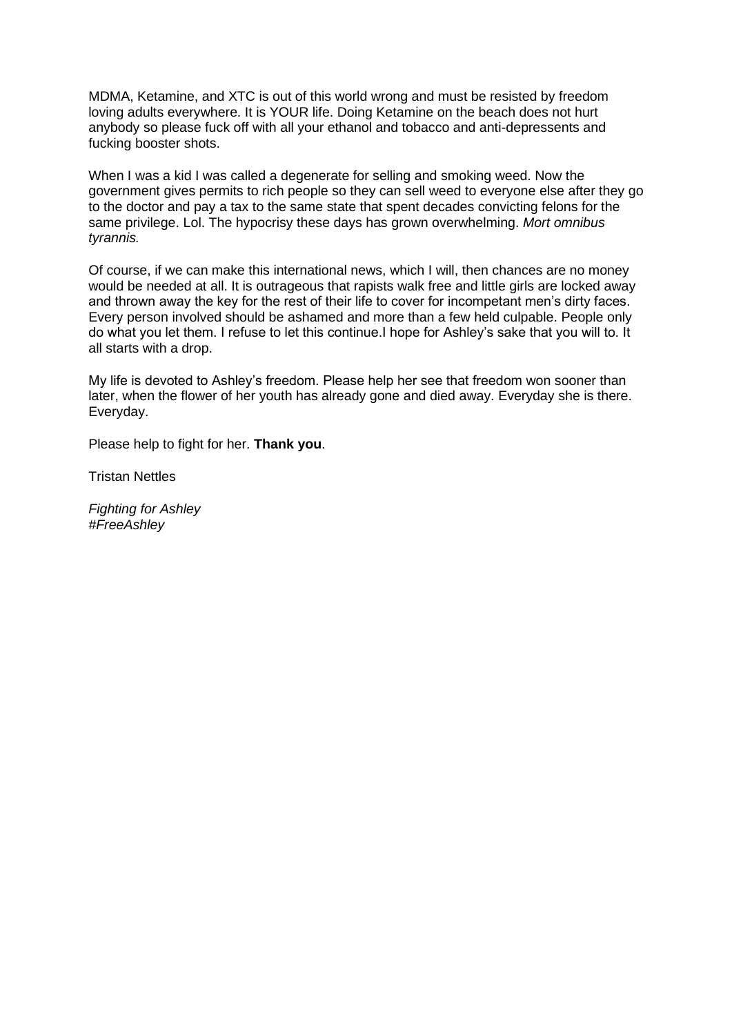MDMA, Ketamine, and XTC is out of this world wrong and must be resisted by freedom loving adults everywhere. It is YOUR life. Doing Ketamine on the beach does not hurt anybody so please fuck off with all your ethanol and tobacco and anti-depressents and fucking booster shots.

When I was a kid I was called a degenerate for selling and smoking weed. Now the government gives permits to rich people so they can sell weed to everyone else after they go to the doctor and pay a tax to the same state that spent decades convicting felons for the same privilege. Lol. The hypocrisy these days has grown overwhelming. *Mort omnibus tyrannis.*

Of course, if we can make this international news, which I will, then chances are no money would be needed at all. It is outrageous that rapists walk free and little girls are locked away and thrown away the key for the rest of their life to cover for incompetant men's dirty faces. Every person involved should be ashamed and more than a few held culpable. People only do what you let them. I refuse to let this continue.I hope for Ashley's sake that you will to. It all starts with a drop.

My life is devoted to Ashley's freedom. Please help her see that freedom won sooner than later, when the flower of her youth has already gone and died away. Everyday she is there. Everyday.

Please help to fight for her. **Thank you**.

Tristan Nettles

*Fighting for Ashley*
*#FreeAshley*